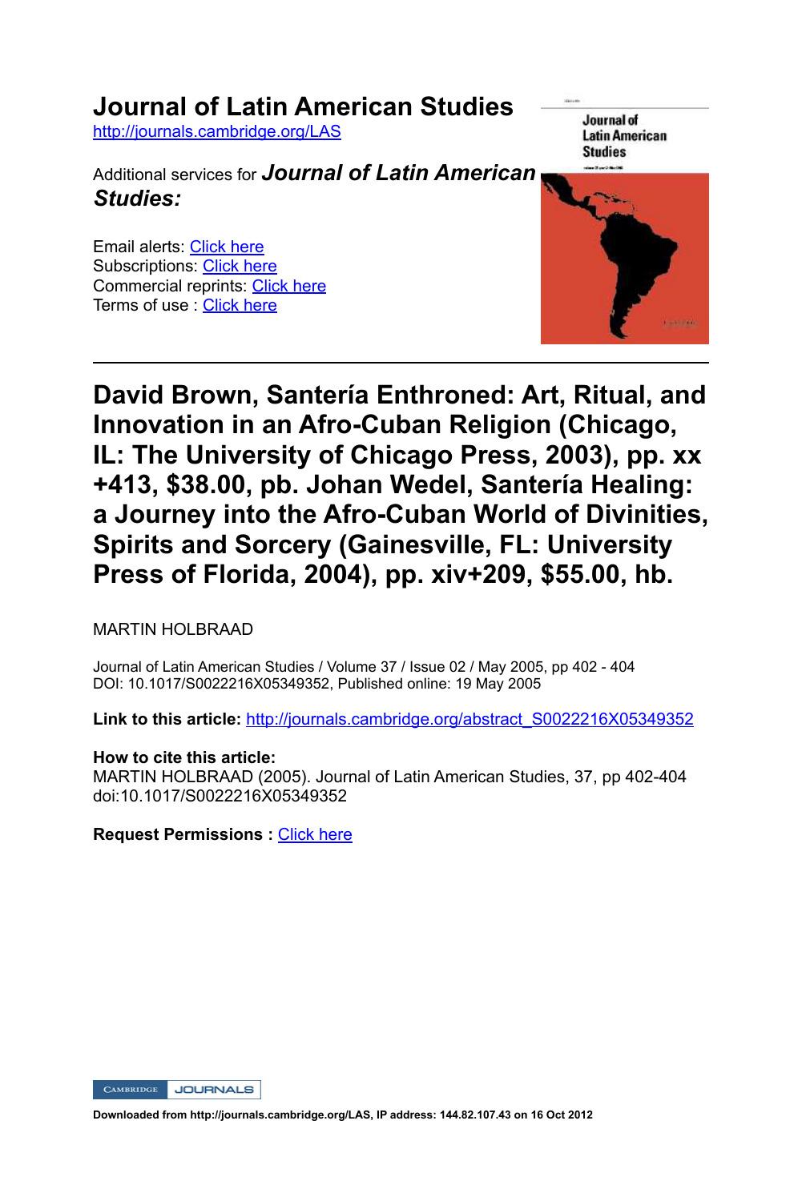# Journal of Latin American Studies

http://journals.cambridge.org/LAS

Additional services for ***Journal of Latin American Studies:***

Email alerts: Click here
Subscriptions: Click here
Commercial reprints: Click here
Terms of use : Click here

---

## David Brown, Santería Enthroned: Art, Ritual, and Innovation in an Afro-Cuban Religion (Chicago, IL: The University of Chicago Press, 2003), pp. xx +413, $38.00, pb. Johan Wedel, Santería Healing: a Journey into the Afro-Cuban World of Divinities, Spirits and Sorcery (Gainesville, FL: University Press of Florida, 2004), pp. xiv+209, $55.00, hb.

MARTIN HOLBRAAD

Journal of Latin American Studies / Volume 37 / Issue 02 / May 2005, pp 402 - 404
DOI: 10.1017/S0022216X05349352, Published online: 19 May 2005

**Link to this article:** http://journals.cambridge.org/abstract_S0022216X05349352

**How to cite this article:**
MARTIN HOLBRAAD (2005). Journal of Latin American Studies, 37, pp 402-404 doi:10.1017/S0022216X05349352

**Request Permissions :** Click here

**Downloaded from http://journals.cambridge.org/LAS, IP address: 144.82.107.43 on 16 Oct 2012**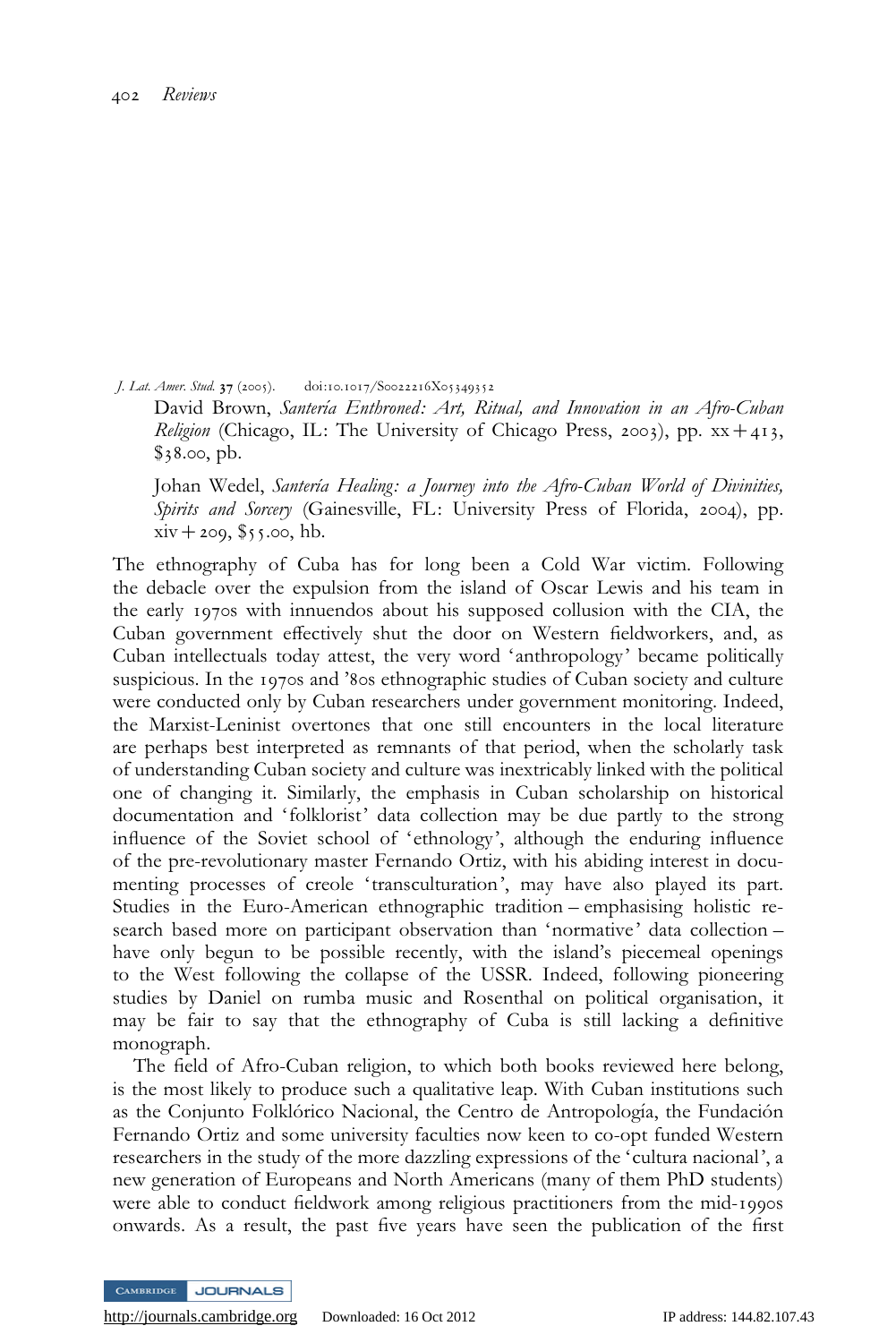*J. Lat. Amer. Stud.* **37** (2005). doi:10.1017/S0022216X05349352

David Brown, *Santería Enthroned: Art, Ritual, and Innovation in an Afro-Cuban Religion* (Chicago, IL: The University of Chicago Press, 2003), pp. xx + 413, $38.00, pb.

Johan Wedel, *Santería Healing: a Journey into the Afro-Cuban World of Divinities, Spirits and Sorcery* (Gainesville, FL: University Press of Florida, 2004), pp. xiv + 209, $55.00, hb.

The ethnography of Cuba has for long been a Cold War victim. Following the debacle over the expulsion from the island of Oscar Lewis and his team in the early 1970s with innuendos about his supposed collusion with the CIA, the Cuban government effectively shut the door on Western fieldworkers, and, as Cuban intellectuals today attest, the very word 'anthropology' became politically suspicious. In the 1970s and '80s ethnographic studies of Cuban society and culture were conducted only by Cuban researchers under government monitoring. Indeed, the Marxist-Leninist overtones that one still encounters in the local literature are perhaps best interpreted as remnants of that period, when the scholarly task of understanding Cuban society and culture was inextricably linked with the political one of changing it. Similarly, the emphasis in Cuban scholarship on historical documentation and 'folklorist' data collection may be due partly to the strong influence of the Soviet school of 'ethnology', although the enduring influence of the pre-revolutionary master Fernando Ortiz, with his abiding interest in documenting processes of creole 'transculturation', may have also played its part. Studies in the Euro-American ethnographic tradition – emphasising holistic research based more on participant observation than 'normative' data collection – have only begun to be possible recently, with the island's piecemeal openings to the West following the collapse of the USSR. Indeed, following pioneering studies by Daniel on rumba music and Rosenthal on political organisation, it may be fair to say that the ethnography of Cuba is still lacking a definitive monograph.

The field of Afro-Cuban religion, to which both books reviewed here belong, is the most likely to produce such a qualitative leap. With Cuban institutions such as the Conjunto Folklórico Nacional, the Centro de Antropología, the Fundación Fernando Ortiz and some university faculties now keen to co-opt funded Western researchers in the study of the more dazzling expressions of the 'cultura nacional', a new generation of Europeans and North Americans (many of them PhD students) were able to conduct fieldwork among religious practitioners from the mid-1990s onwards. As a result, the past five years have seen the publication of the first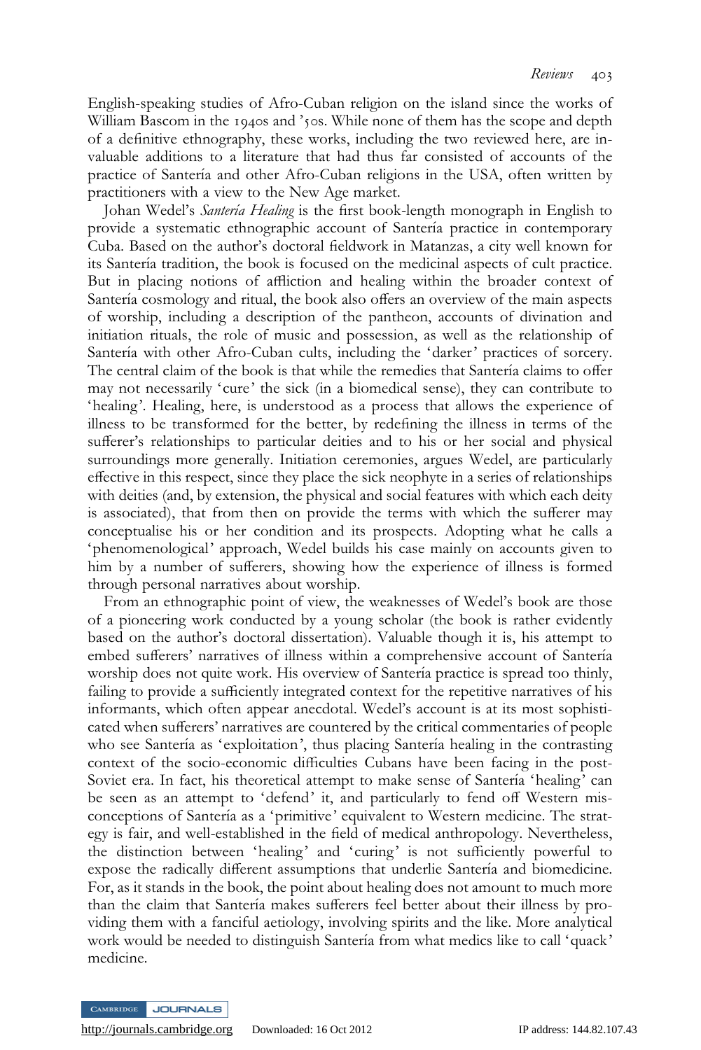English-speaking studies of Afro-Cuban religion on the island since the works of William Bascom in the 1940s and '50s. While none of them has the scope and depth of a definitive ethnography, these works, including the two reviewed here, are invaluable additions to a literature that had thus far consisted of accounts of the practice of Santería and other Afro-Cuban religions in the USA, often written by practitioners with a view to the New Age market.

Johan Wedel's *Santería Healing* is the first book-length monograph in English to provide a systematic ethnographic account of Santería practice in contemporary Cuba. Based on the author's doctoral fieldwork in Matanzas, a city well known for its Santería tradition, the book is focused on the medicinal aspects of cult practice. But in placing notions of affliction and healing within the broader context of Santería cosmology and ritual, the book also offers an overview of the main aspects of worship, including a description of the pantheon, accounts of divination and initiation rituals, the role of music and possession, as well as the relationship of Santería with other Afro-Cuban cults, including the 'darker' practices of sorcery. The central claim of the book is that while the remedies that Santería claims to offer may not necessarily 'cure' the sick (in a biomedical sense), they can contribute to 'healing'. Healing, here, is understood as a process that allows the experience of illness to be transformed for the better, by redefining the illness in terms of the sufferer's relationships to particular deities and to his or her social and physical surroundings more generally. Initiation ceremonies, argues Wedel, are particularly effective in this respect, since they place the sick neophyte in a series of relationships with deities (and, by extension, the physical and social features with which each deity is associated), that from then on provide the terms with which the sufferer may conceptualise his or her condition and its prospects. Adopting what he calls a 'phenomenological' approach, Wedel builds his case mainly on accounts given to him by a number of sufferers, showing how the experience of illness is formed through personal narratives about worship.

From an ethnographic point of view, the weaknesses of Wedel's book are those of a pioneering work conducted by a young scholar (the book is rather evidently based on the author's doctoral dissertation). Valuable though it is, his attempt to embed sufferers' narratives of illness within a comprehensive account of Santería worship does not quite work. His overview of Santería practice is spread too thinly, failing to provide a sufficiently integrated context for the repetitive narratives of his informants, which often appear anecdotal. Wedel's account is at its most sophisticated when sufferers' narratives are countered by the critical commentaries of people who see Santería as 'exploitation', thus placing Santería healing in the contrasting context of the socio-economic difficulties Cubans have been facing in the post-Soviet era. In fact, his theoretical attempt to make sense of Santería 'healing' can be seen as an attempt to 'defend' it, and particularly to fend off Western misconceptions of Santería as a 'primitive' equivalent to Western medicine. The strategy is fair, and well-established in the field of medical anthropology. Nevertheless, the distinction between 'healing' and 'curing' is not sufficiently powerful to expose the radically different assumptions that underlie Santería and biomedicine. For, as it stands in the book, the point about healing does not amount to much more than the claim that Santería makes sufferers feel better about their illness by providing them with a fanciful aetiology, involving spirits and the like. More analytical work would be needed to distinguish Santería from what medics like to call 'quack' medicine.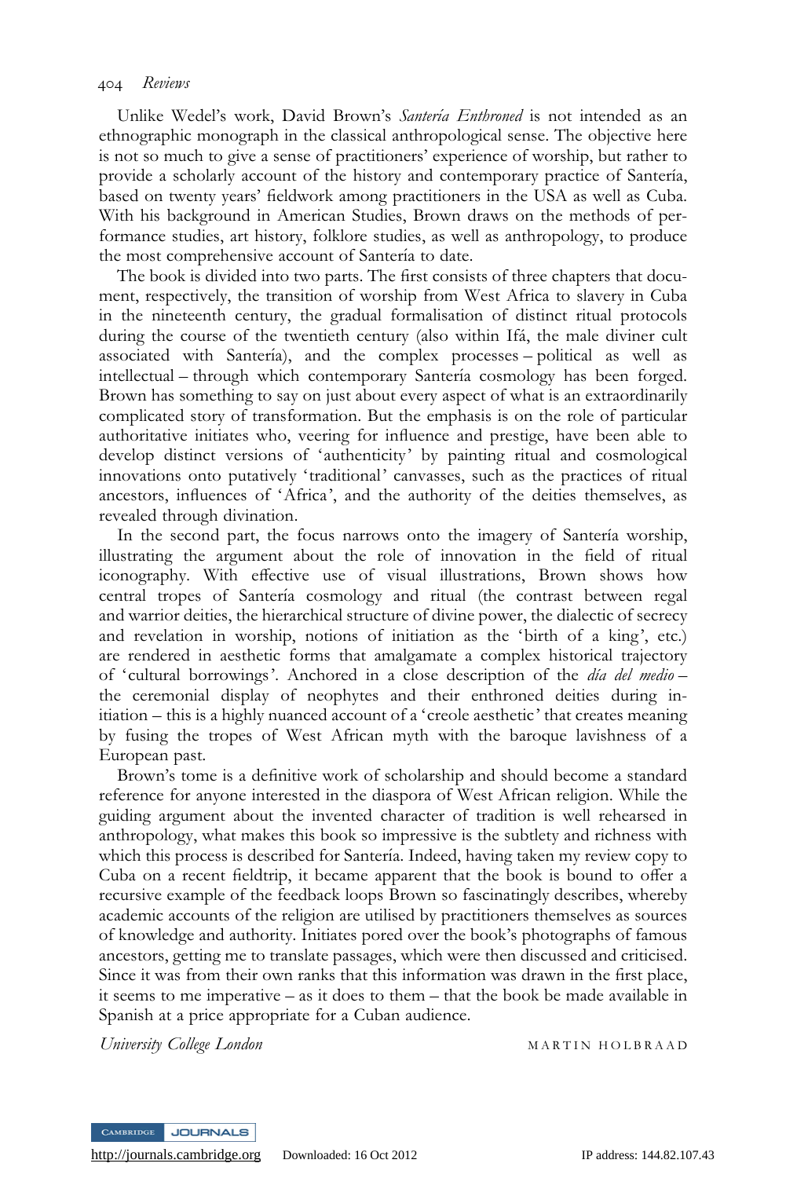Unlike Wedel's work, David Brown's *Santería Enthroned* is not intended as an ethnographic monograph in the classical anthropological sense. The objective here is not so much to give a sense of practitioners' experience of worship, but rather to provide a scholarly account of the history and contemporary practice of Santería, based on twenty years' fieldwork among practitioners in the USA as well as Cuba. With his background in American Studies, Brown draws on the methods of performance studies, art history, folklore studies, as well as anthropology, to produce the most comprehensive account of Santería to date.

The book is divided into two parts. The first consists of three chapters that document, respectively, the transition of worship from West Africa to slavery in Cuba in the nineteenth century, the gradual formalisation of distinct ritual protocols during the course of the twentieth century (also within Ifá, the male diviner cult associated with Santería), and the complex processes – political as well as intellectual – through which contemporary Santería cosmology has been forged. Brown has something to say on just about every aspect of what is an extraordinarily complicated story of transformation. But the emphasis is on the role of particular authoritative initiates who, veering for influence and prestige, have been able to develop distinct versions of 'authenticity' by painting ritual and cosmological innovations onto putatively 'traditional' canvasses, such as the practices of ritual ancestors, influences of 'Africa', and the authority of the deities themselves, as revealed through divination.

In the second part, the focus narrows onto the imagery of Santería worship, illustrating the argument about the role of innovation in the field of ritual iconography. With effective use of visual illustrations, Brown shows how central tropes of Santería cosmology and ritual (the contrast between regal and warrior deities, the hierarchical structure of divine power, the dialectic of secrecy and revelation in worship, notions of initiation as the 'birth of a king', etc.) are rendered in aesthetic forms that amalgamate a complex historical trajectory of 'cultural borrowings'. Anchored in a close description of the *día del medio* – the ceremonial display of neophytes and their enthroned deities during initiation – this is a highly nuanced account of a 'creole aesthetic' that creates meaning by fusing the tropes of West African myth with the baroque lavishness of a European past.

Brown's tome is a definitive work of scholarship and should become a standard reference for anyone interested in the diaspora of West African religion. While the guiding argument about the invented character of tradition is well rehearsed in anthropology, what makes this book so impressive is the subtlety and richness with which this process is described for Santería. Indeed, having taken my review copy to Cuba on a recent fieldtrip, it became apparent that the book is bound to offer a recursive example of the feedback loops Brown so fascinatingly describes, whereby academic accounts of the religion are utilised by practitioners themselves as sources of knowledge and authority. Initiates pored over the book's photographs of famous ancestors, getting me to translate passages, which were then discussed and criticised. Since it was from their own ranks that this information was drawn in the first place, it seems to me imperative – as it does to them – that the book be made available in Spanish at a price appropriate for a Cuban audience.

*University College London* MARTIN HOLBRAAD